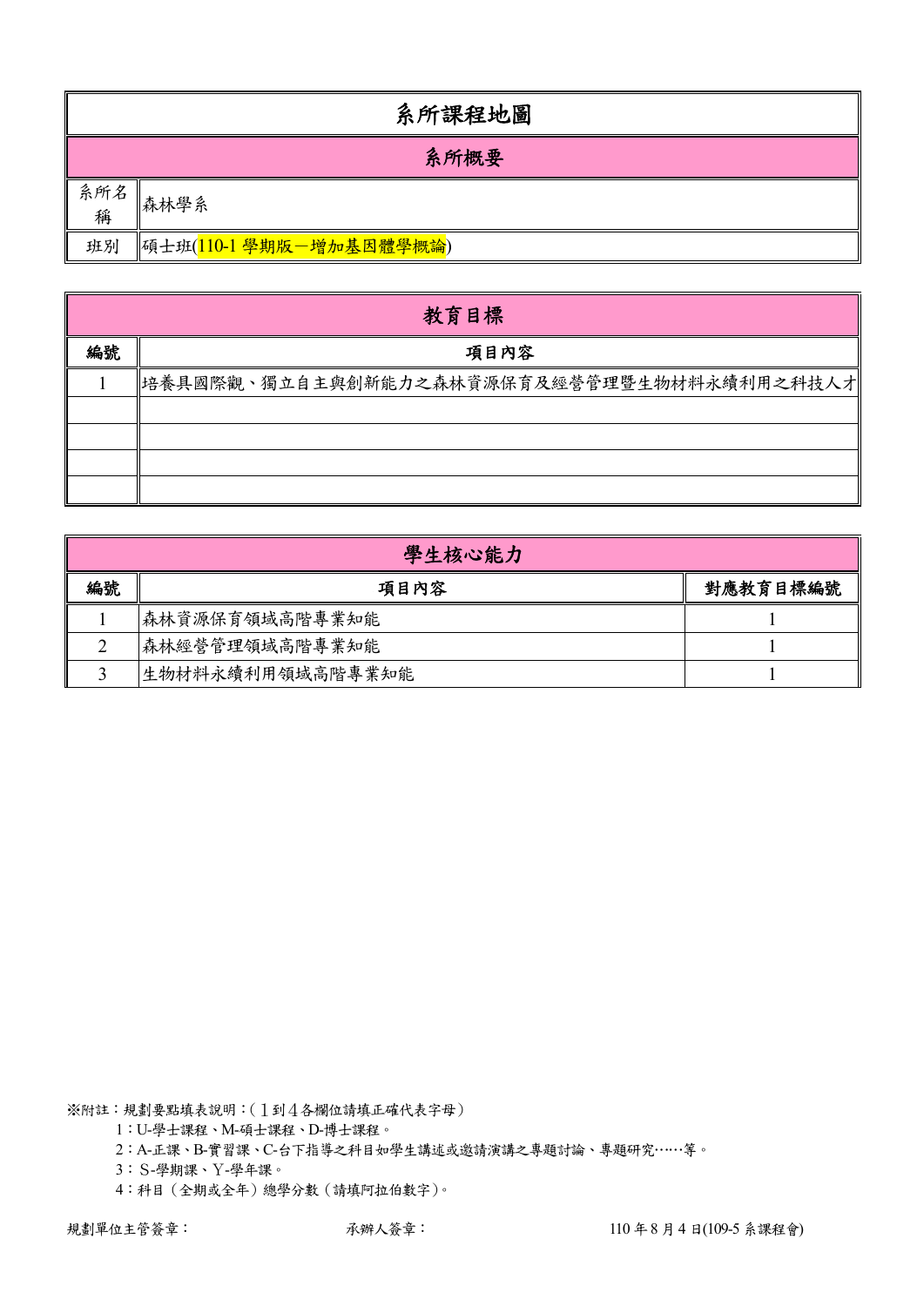# 系所課程地圖

## 系所概要

| 系所名稱 | 森林學系 |
|---|---|
| 班別 | 碩士班(110-1 學期版—增加基因體學概論) |

## 教育目標

| 編號 | 項目內容 |
|---|---|
| 1 | 培養具國際觀、獨立自主與創新能力之森林資源保育及經營管理暨生物材料永續利用之科技人才 |
| | |
| | |
| | |
| | |

## 學生核心能力

| 編號 | 項目內容 | 對應教育目標編號 |
|---|---|---|
| 1 | 森林資源保育領域高階專業知能 | 1 |
| 2 | 森林經營管理領域高階專業知能 | 1 |
| 3 | 生物材料永續利用領域高階專業知能 | 1 |

※附註：規劃要點填表說明：(１到４各欄位請填正確代表字母)

1：U-學士課程、M-碩士課程、D-博士課程。

2：A-正課、B-實習課、C-台下指導之科目如學生講述或邀請演講之專題討論、專題研究……等。

3：Ｓ-學期課、Ｙ-學年課。

4：科目（全期或全年）總學分數（請填阿拉伯數字)。

規劃單位主管簽章： 承辦人簽章： 110 年 8 月 4 日(109-5 系課程會)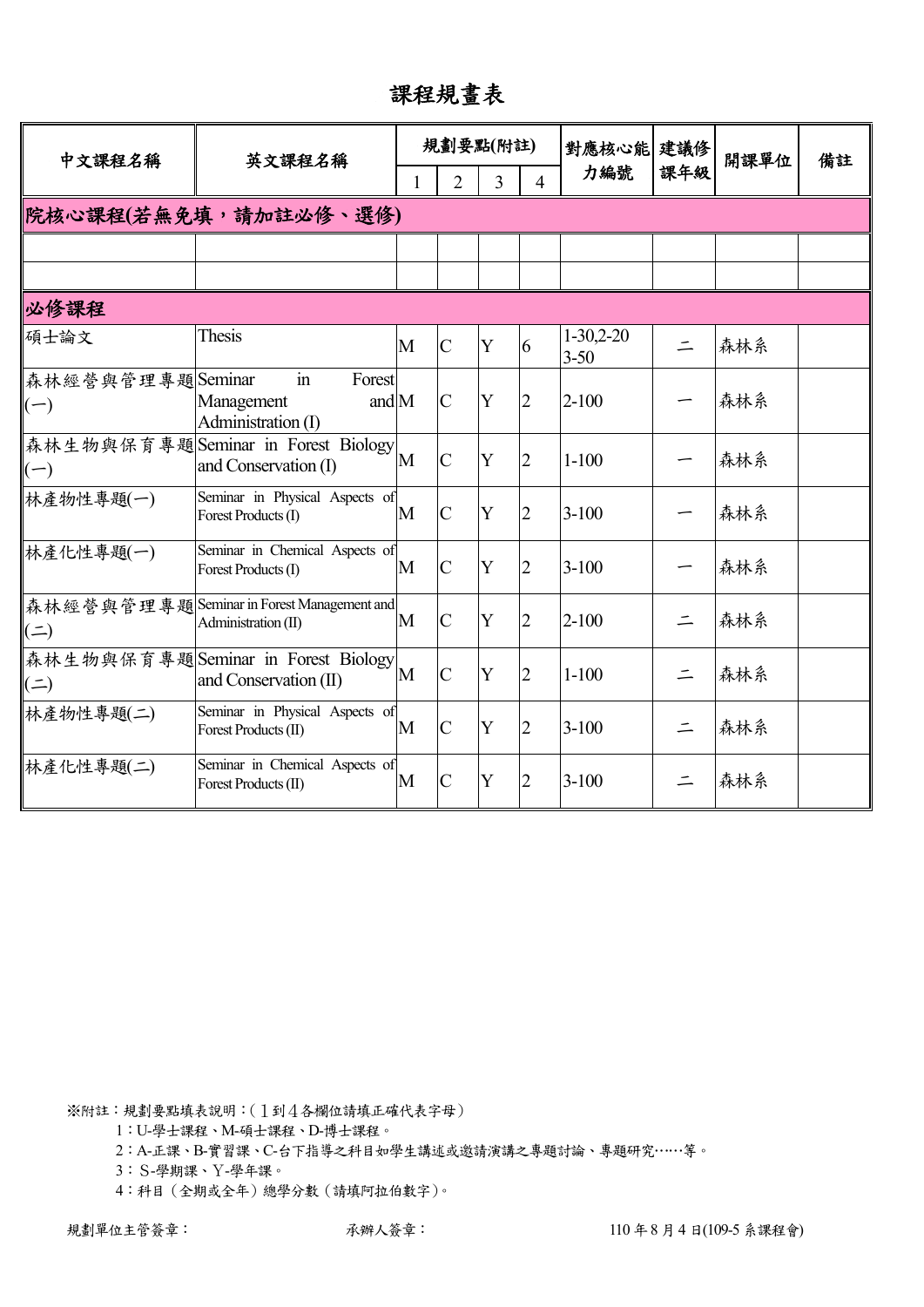# 課程規畫表

| 中文課程名稱 | 英文課程名稱 | 規劃要點(附註) | | | | 對應核心能力編號 | 建議修課年級 | 開課單位 | 備註 |
|---|---|---|---|---|---|---|---|---|---|
| | | 1 | 2 | 3 | 4 | | | | |
| **院核心課程(若無免填，請加註必修、選修)** | | | | | | | | | |
| | | | | | | | | | |
| | | | | | | | | | |
| **必修課程** | | | | | | | | | |
| 碩士論文 | Thesis | M | C | Y | 6 | 1-30,2-20 3-50 | 二 | 森林系 | |
| 森林經營與管理專題(一) | Seminar in Forest Management and Administration (I) | M | C | Y | 2 | 2-100 | 一 | 森林系 | |
| 森林生物與保育專題(一) | Seminar in Forest Biology and Conservation (I) | M | C | Y | 2 | 1-100 | 一 | 森林系 | |
| 林產物性專題(一) | Seminar in Physical Aspects of Forest Products (I) | M | C | Y | 2 | 3-100 | 一 | 森林系 | |
| 林產化性專題(一) | Seminar in Chemical Aspects of Forest Products (I) | M | C | Y | 2 | 3-100 | 一 | 森林系 | |
| 森林經營與管理專題(二) | Seminar in Forest Management and Administration (II) | M | C | Y | 2 | 2-100 | 二 | 森林系 | |
| 森林生物與保育專題(二) | Seminar in Forest Biology and Conservation (II) | M | C | Y | 2 | 1-100 | 二 | 森林系 | |
| 林產物性專題(二) | Seminar in Physical Aspects of Forest Products (II) | M | C | Y | 2 | 3-100 | 二 | 森林系 | |
| 林產化性專題(二) | Seminar in Chemical Aspects of Forest Products (II) | M | C | Y | 2 | 3-100 | 二 | 森林系 | |

※附註：規劃要點填表說明：(１到４各欄位請填正確代表字母)

1：U-學士課程、M-碩士課程、D-博士課程。

2：A-正課、B-實習課、C-台下指導之科目如學生講述或邀請演講之專題討論、專題研究……等。

3：S-學期課、Y-學年課。

4：科目（全期或全年）總學分數（請填阿拉伯數字）。

規劃單位主管簽章：　　　　承辦人簽章：　　　　110 年 8 月 4 日(109-5 系課程會)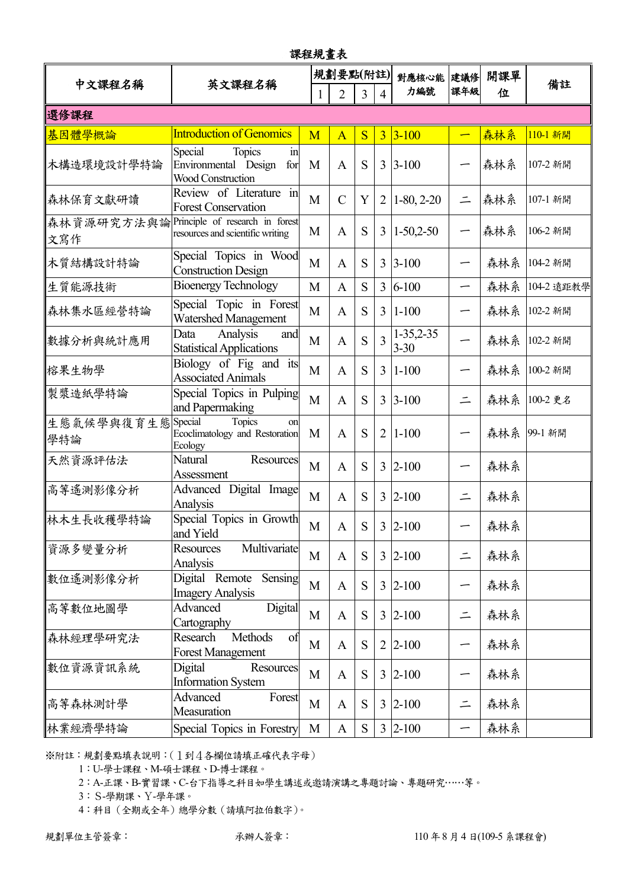# 課程規畫表

| 中文課程名稱 | 英文課程名稱 | 規劃要點(附註) | | | | 對應核心能力編號 | 建議修課年級 | 開課單位 | 備註 |
|---|---|---|---|---|---|---|---|---|---|
| | | 1 | 2 | 3 | 4 | | | | |
| **選修課程** | | | | | | | | | |
| 基因體學概論 | Introduction of Genomics | M | A | S | 3 | 3-100 | 一 | 森林系 | 110-1 新開 |
| 木構造環境設計學特論 | Special Topics in Environmental Design for Wood Construction | M | A | S | 3 | 3-100 | 一 | 森林系 | 107-2 新開 |
| 森林保育文獻研讀 | Review of Literature in Forest Conservation | M | C | Y | 2 | 1-80, 2-20 | 二 | 森林系 | 107-1 新開 |
| 森林資源研究方法與論文寫作 | Principle of research in forest resources and scientific writing | M | A | S | 3 | 1-50,2-50 | 一 | 森林系 | 106-2 新開 |
| 木質結構設計特論 | Special Topics in Wood Construction Design | M | A | S | 3 | 3-100 | 一 | 森林系 | 104-2 新開 |
| 生質能源技術 | Bioenergy Technology | M | A | S | 3 | 6-100 | 一 | 森林系 | 104-2 遠距教學 |
| 森林集水區經營特論 | Special Topic in Forest Watershed Management | M | A | S | 3 | 1-100 | 一 | 森林系 | 102-2 新開 |
| 數據分析與統計應用 | Data Analysis and Statistical Applications | M | A | S | 3 | 1-35,2-35 3-30 | 一 | 森林系 | 102-2 新開 |
| 榕果生物學 | Biology of Fig and its Associated Animals | M | A | S | 3 | 1-100 | 一 | 森林系 | 100-2 新開 |
| 製漿造紙學特論 | Special Topics in Pulping and Papermaking | M | A | S | 3 | 3-100 | 二 | 森林系 | 100-2 更名 |
| 生態氣候學與復育生態學特論 | Special Topics on Ecoclimatology and Restoration Ecology | M | A | S | 2 | 1-100 | 一 | 森林系 | 99-1 新開 |
| 天然資源評估法 | Natural Resources Assessment | M | A | S | 3 | 2-100 | 一 | 森林系 | |
| 高等遙測影像分析 | Advanced Digital Image Analysis | M | A | S | 3 | 2-100 | 二 | 森林系 | |
| 林木生長收穫學特論 | Special Topics in Growth and Yield | M | A | S | 3 | 2-100 | 一 | 森林系 | |
| 資源多變量分析 | Resources Multivariate Analysis | M | A | S | 3 | 2-100 | 二 | 森林系 | |
| 數位遙測影像分析 | Digital Remote Sensing Imagery Analysis | M | A | S | 3 | 2-100 | 一 | 森林系 | |
| 高等數位地圖學 | Advanced Digital Cartography | M | A | S | 3 | 2-100 | 二 | 森林系 | |
| 森林經理學研究法 | Research Methods of Forest Management | M | A | S | 2 | 2-100 | 一 | 森林系 | |
| 數位資源資訊系統 | Digital Resources Information System | M | A | S | 3 | 2-100 | 一 | 森林系 | |
| 高等森林測計學 | Advanced Forest Measuration | M | A | S | 3 | 2-100 | 二 | 森林系 | |
| 林業經濟學特論 | Special Topics in Forestry | M | A | S | 3 | 2-100 | 一 | 森林系 | |

※附註：規劃要點填表說明：(１到４各欄位請填正確代表字母)

1：U-學士課程、M-碩士課程、D-博士課程。

2：A-正課、B-實習課、C-台下指導之科目如學生講述或邀請演講之專題討論、專題研究……等。

3：S-學期課、Y-學年課。

4：科目（全期或全年）總學分數（請填阿伯數字)。

規劃單位主管簽章：　　　　承辦人簽章：　　　　110 年 8 月 4 日(109-5 系課程會)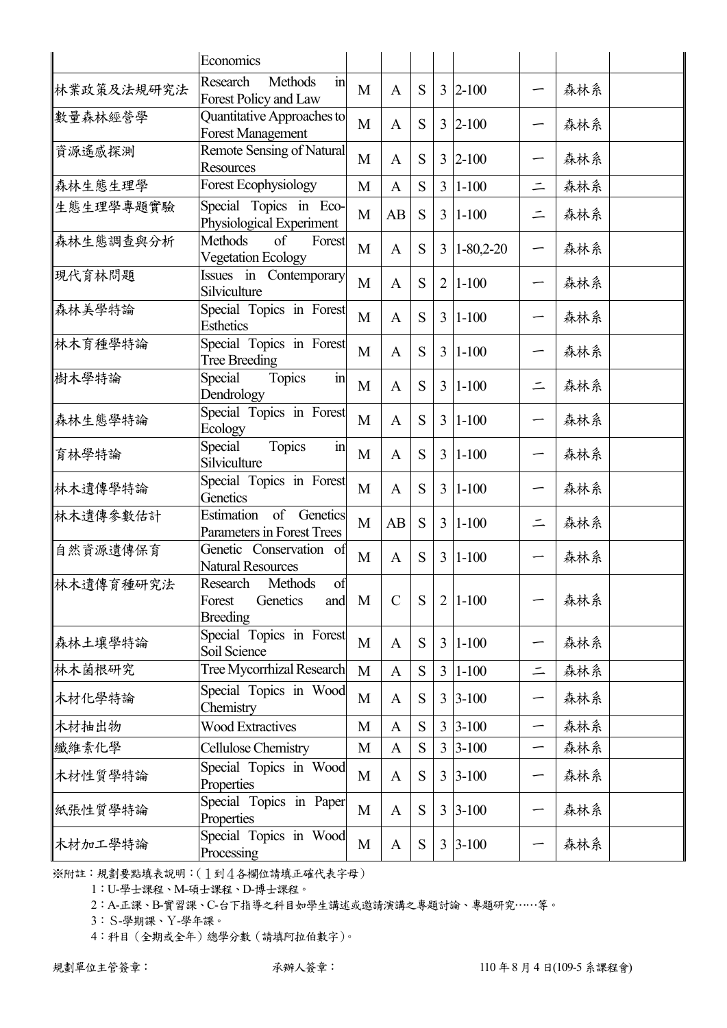| | | | | | | | | | |
|---|---|---|---|---|---|---|---|---|---|
| | Economics | | | | | | | | |
| 林業政策及法規研究法 | Research Methods in Forest Policy and Law | M | A | S | 3 | 2-100 | 一 | 森林系 | |
| 數量森林經營學 | Quantitative Approaches to Forest Management | M | A | S | 3 | 2-100 | 一 | 森林系 | |
| 資源遙感探測 | Remote Sensing of Natural Resources | M | A | S | 3 | 2-100 | 一 | 森林系 | |
| 森林生態生理學 | Forest Ecophysiology | M | A | S | 3 | 1-100 | 二 | 森林系 | |
| 生態生理學專題實驗 | Special Topics in Eco-Physiological Experiment | M | AB | S | 3 | 1-100 | 二 | 森林系 | |
| 森林生態調查與分析 | Methods of Forest Vegetation Ecology | M | A | S | 3 | 1-80,2-20 | 一 | 森林系 | |
| 現代育林問題 | Issues in Contemporary Silviculture | M | A | S | 2 | 1-100 | 一 | 森林系 | |
| 森林美學特論 | Special Topics in Forest Esthetics | M | A | S | 3 | 1-100 | 一 | 森林系 | |
| 林木育種學特論 | Special Topics in Forest Tree Breeding | M | A | S | 3 | 1-100 | 一 | 森林系 | |
| 樹木學特論 | Special Topics in Dendrology | M | A | S | 3 | 1-100 | 二 | 森林系 | |
| 森林生態學特論 | Special Topics in Forest Ecology | M | A | S | 3 | 1-100 | 一 | 森林系 | |
| 育林學特論 | Special Topics in Silviculture | M | A | S | 3 | 1-100 | 一 | 森林系 | |
| 林木遺傳學特論 | Special Topics in Forest Genetics | M | A | S | 3 | 1-100 | 一 | 森林系 | |
| 林木遺傳參數估計 | Estimation of Genetics Parameters in Forest Trees | M | AB | S | 3 | 1-100 | 二 | 森林系 | |
| 自然資源遺傳保育 | Genetic Conservation of Natural Resources | M | A | S | 3 | 1-100 | 一 | 森林系 | |
| 林木遺傳育種研究法 | Research Methods of Forest Genetics and Breeding | M | C | S | 2 | 1-100 | 一 | 森林系 | |
| 森林土壤學特論 | Special Topics in Forest Soil Science | M | A | S | 3 | 1-100 | 一 | 森林系 | |
| 林木菌根研究 | Tree Mycorrhizal Research | M | A | S | 3 | 1-100 | 二 | 森林系 | |
| 木材化學特論 | Special Topics in Wood Chemistry | M | A | S | 3 | 3-100 | 一 | 森林系 | |
| 木材抽出物 | Wood Extractives | M | A | S | 3 | 3-100 | 一 | 森林系 | |
| 纖維素化學 | Cellulose Chemistry | M | A | S | 3 | 3-100 | 一 | 森林系 | |
| 木材性質學特論 | Special Topics in Wood Properties | M | A | S | 3 | 3-100 | 一 | 森林系 | |
| 紙張性質學特論 | Special Topics in Paper Properties | M | A | S | 3 | 3-100 | 一 | 森林系 | |
| 木材加工學特論 | Special Topics in Wood Processing | M | A | S | 3 | 3-100 | 一 | 森林系 | |

※附註：規劃要點填表說明：(１到４各欄位請填正確代表字母)

1：U-學士課程、M-碩士課程、D-博士課程。

2：A-正課、B-實習課、C-台下指導之科目如學生講述或邀請演講之專題討論、專題研究……等。

3：S-學期課、Y-學年課。

4：科目（全期或全年）總學分數（請填阿拉伯數字)。

規劃單位主管簽章：　　　　承辦人簽章：　　　　110 年 8 月 4 日(109-5 系課程會)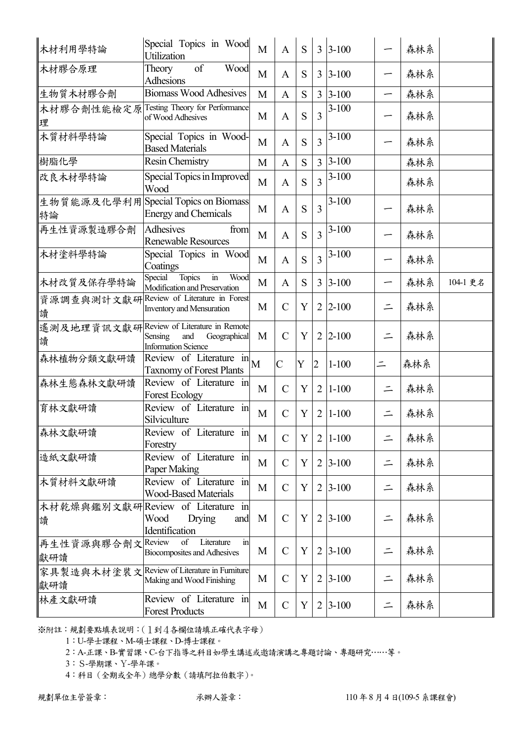| 木材利用學特論 | Special Topics in Wood Utilization | M | A | S | 3 | 3-100 | 一 | 森林系 | |
|---|---|---|---|---|---|---|---|---|---|
| 木材膠合原理 | Theory of Wood Adhesions | M | A | S | 3 | 3-100 | 一 | 森林系 | |
| 生物質木材膠合劑 | Biomass Wood Adhesives | M | A | S | 3 | 3-100 | 一 | 森林系 | |
| 木材膠合劑性能檢定原理 | Testing Theory for Performance of Wood Adhesives | M | A | S | 3 | 3-100 | 一 | 森林系 | |
| 木質材料學特論 | Special Topics in Wood-Based Materials | M | A | S | 3 | 3-100 | 一 | 森林系 | |
| 樹脂化學 | Resin Chemistry | M | A | S | 3 | 3-100 | | 森林系 | |
| 改良木材學特論 | Special Topics in Improved Wood | M | A | S | 3 | 3-100 | | 森林系 | |
| 生物質能源及化學利用特論 | Special Topics on Biomass Energy and Chemicals | M | A | S | 3 | 3-100 | 一 | 森林系 | |
| 再生性資源製造膠合劑 | Adhesives from Renewable Resources | M | A | S | 3 | 3-100 | 一 | 森林系 | |
| 木材塗料學特論 | Special Topics in Wood Coatings | M | A | S | 3 | 3-100 | 一 | 森林系 | |
| 木材改質及保存學特論 | Special Topics in Wood Modification and Preservation | M | A | S | 3 | 3-100 | 一 | 森林系 | 104-1 更名 |
| 資源調查與測計文獻研讀 | Review of Literature in Forest Inventory and Mensuration | M | C | Y | 2 | 2-100 | 二 | 森林系 | |
| 遙測及地理資訊文獻研讀 | Review of Literature in Remote Sensing and Geographical Information Science | M | C | Y | 2 | 2-100 | 二 | 森林系 | |
| 森林植物分類文獻研讀 | Review of Literature in Taxnomy of Forest Plants | M | C | Y | 2 | 1-100 | 二 | 森林系 | |
| 森林生態森林文獻研讀 | Review of Literature in Forest Ecology | M | C | Y | 2 | 1-100 | 二 | 森林系 | |
| 育林文獻研讀 | Review of Literature in Silviculture | M | C | Y | 2 | 1-100 | 二 | 森林系 | |
| 森林文獻研讀 | Review of Literature in Forestry | M | C | Y | 2 | 1-100 | 二 | 森林系 | |
| 造紙文獻研讀 | Review of Literature in Paper Making | M | C | Y | 2 | 3-100 | 二 | 森林系 | |
| 木質材料文獻研讀 | Review of Literature in Wood-Based Materials | M | C | Y | 2 | 3-100 | 二 | 森林系 | |
| 木材乾燥與鑑別文獻研讀 | Review of Literature in Wood Drying and Identification | M | C | Y | 2 | 3-100 | 二 | 森林系 | |
| 再生性資源與膠合劑文獻研讀 | Review of Literature in Biocomposites and Adhesives | M | C | Y | 2 | 3-100 | 二 | 森林系 | |
| 家具製造與木材塗裝文獻研讀 | Review of Literature in Furniture Making and Wood Finishing | M | C | Y | 2 | 3-100 | 二 | 森林系 | |
| 林產文獻研讀 | Review of Literature in Forest Products | M | C | Y | 2 | 3-100 | 二 | 森林系 | |

※附註：規劃要點填表說明：(１到４各欄位請填正確代表字母)

1：U-學士課程、M-碩士課程、D-博士課程。

2：A-正課、B-實習課、C-台下指導之科目如學生講述或邀請演講之專題討論、專題研究……等。

3：S-學期課、Y-學年課。

4：科目（全期或全年）總學分數（請填阿拉伯數字)。

規劃單位主管簽章：　　　　承辦人簽章：　　　　110 年 8 月 4 日(109-5 系課程會)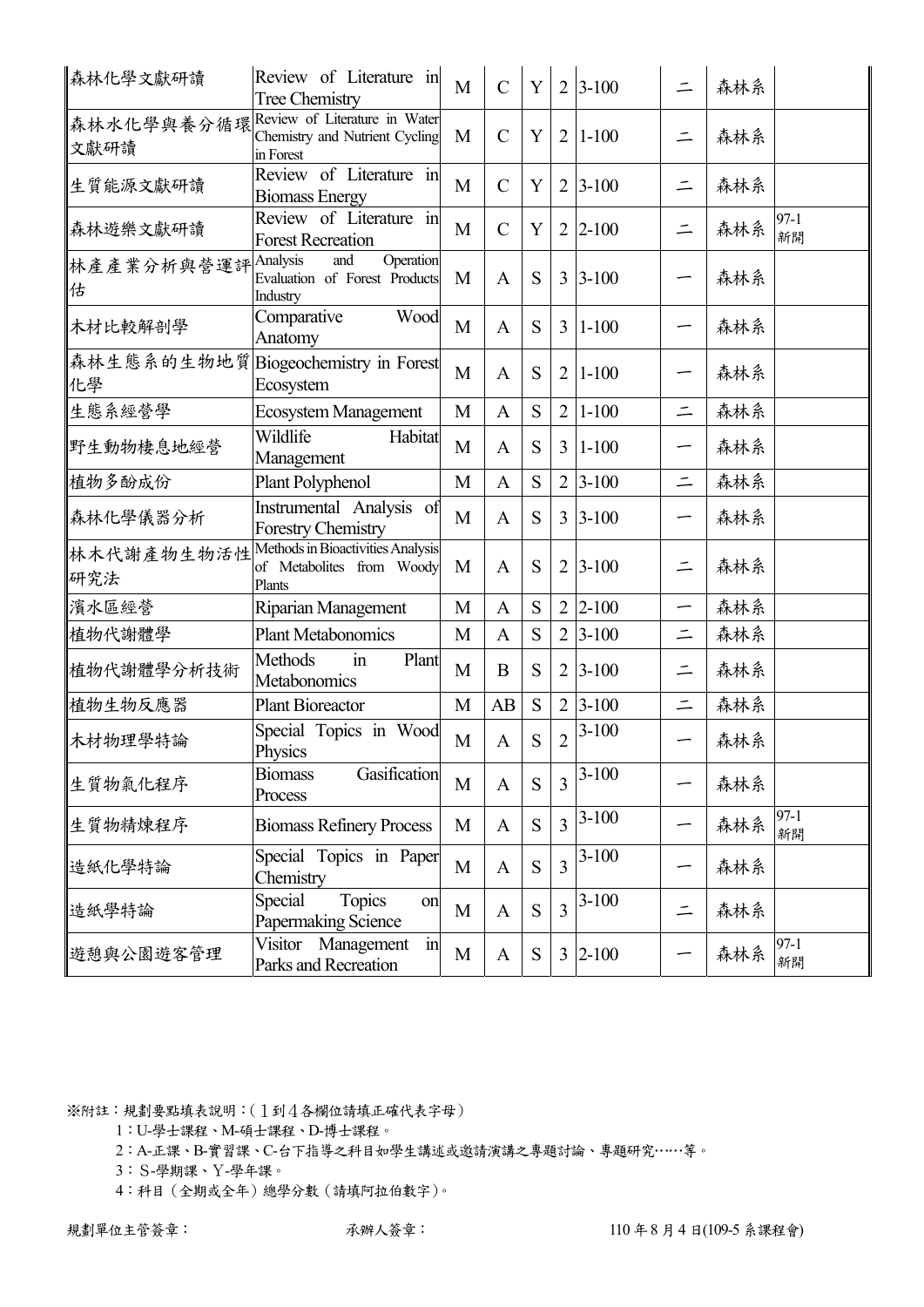| | | | | | | | | | |
|---|---|---|---|---|---|---|---|---|---|
| 森林化學文獻研讀 | Review of Literature in Tree Chemistry | M | C | Y | 2 | 3-100 | 二 | 森林系 | |
| 森林水化學與養分循環文獻研讀 | Review of Literature in Water Chemistry and Nutrient Cycling in Forest | M | C | Y | 2 | 1-100 | 二 | 森林系 | |
| 生質能源文獻研讀 | Review of Literature in Biomass Energy | M | C | Y | 2 | 3-100 | 二 | 森林系 | |
| 森林遊樂文獻研讀 | Review of Literature in Forest Recreation | M | C | Y | 2 | 2-100 | 二 | 森林系 | 97-1 新開 |
| 林產產業分析與營運評估 | Analysis and Operation Evaluation of Forest Products Industry | M | A | S | 3 | 3-100 | 一 | 森林系 | |
| 木材比較解剖學 | Comparative Wood Anatomy | M | A | S | 3 | 1-100 | 一 | 森林系 | |
| 森林生態系的生物地質化學 | Biogeochemistry in Forest Ecosystem | M | A | S | 2 | 1-100 | 一 | 森林系 | |
| 生態系經營學 | Ecosystem Management | M | A | S | 2 | 1-100 | 二 | 森林系 | |
| 野生動物棲息地經營 | Wildlife Habitat Management | M | A | S | 3 | 1-100 | 一 | 森林系 | |
| 植物多酚成份 | Plant Polyphenol | M | A | S | 2 | 3-100 | 二 | 森林系 | |
| 森林化學儀器分析 | Instrumental Analysis of Forestry Chemistry | M | A | S | 3 | 3-100 | 一 | 森林系 | |
| 林木代謝產物生物活性研究法 | Methods in Bioactivities Analysis of Metabolites from Woody Plants | M | A | S | 2 | 3-100 | 二 | 森林系 | |
| 濱水區經營 | Riparian Management | M | A | S | 2 | 2-100 | 一 | 森林系 | |
| 植物代謝體學 | Plant Metabonomics | M | A | S | 2 | 3-100 | 二 | 森林系 | |
| 植物代謝體學分析技術 | Methods in Plant Metabonomics | M | B | S | 2 | 3-100 | 二 | 森林系 | |
| 植物生物反應器 | Plant Bioreactor | M | AB | S | 2 | 3-100 | 二 | 森林系 | |
| 木材物理學特論 | Special Topics in Wood Physics | M | A | S | 2 | 3-100 | 一 | 森林系 | |
| 生質物氣化程序 | Biomass Gasification Process | M | A | S | 3 | 3-100 | 一 | 森林系 | |
| 生質物精煉程序 | Biomass Refinery Process | M | A | S | 3 | 3-100 | 一 | 森林系 | 97-1 新開 |
| 造紙化學特論 | Special Topics in Paper Chemistry | M | A | S | 3 | 3-100 | 一 | 森林系 | |
| 造紙學特論 | Special Topics on Papermaking Science | M | A | S | 3 | 3-100 | 二 | 森林系 | |
| 遊憩與公園遊客管理 | Visitor Management in Parks and Recreation | M | A | S | 3 | 2-100 | 一 | 森林系 | 97-1 新開 |

※附註：規劃要點填表說明：（１到４各欄位請填正確代表字母）

1：U-學士課程、M-碩士課程、D-博士課程。

2：A-正課、B-實習課、C-台下指導之科目如學生講述或邀請演講之專題討論、專題研究……等。

3：S-學期課、Y-學年課。

4：科目（全期或全年）總學分數（請填阿拉伯數字）。

規劃單位主管簽章：　　　　承辦人簽章：　　　　110 年 8 月 4 日(109-5 系課程會)